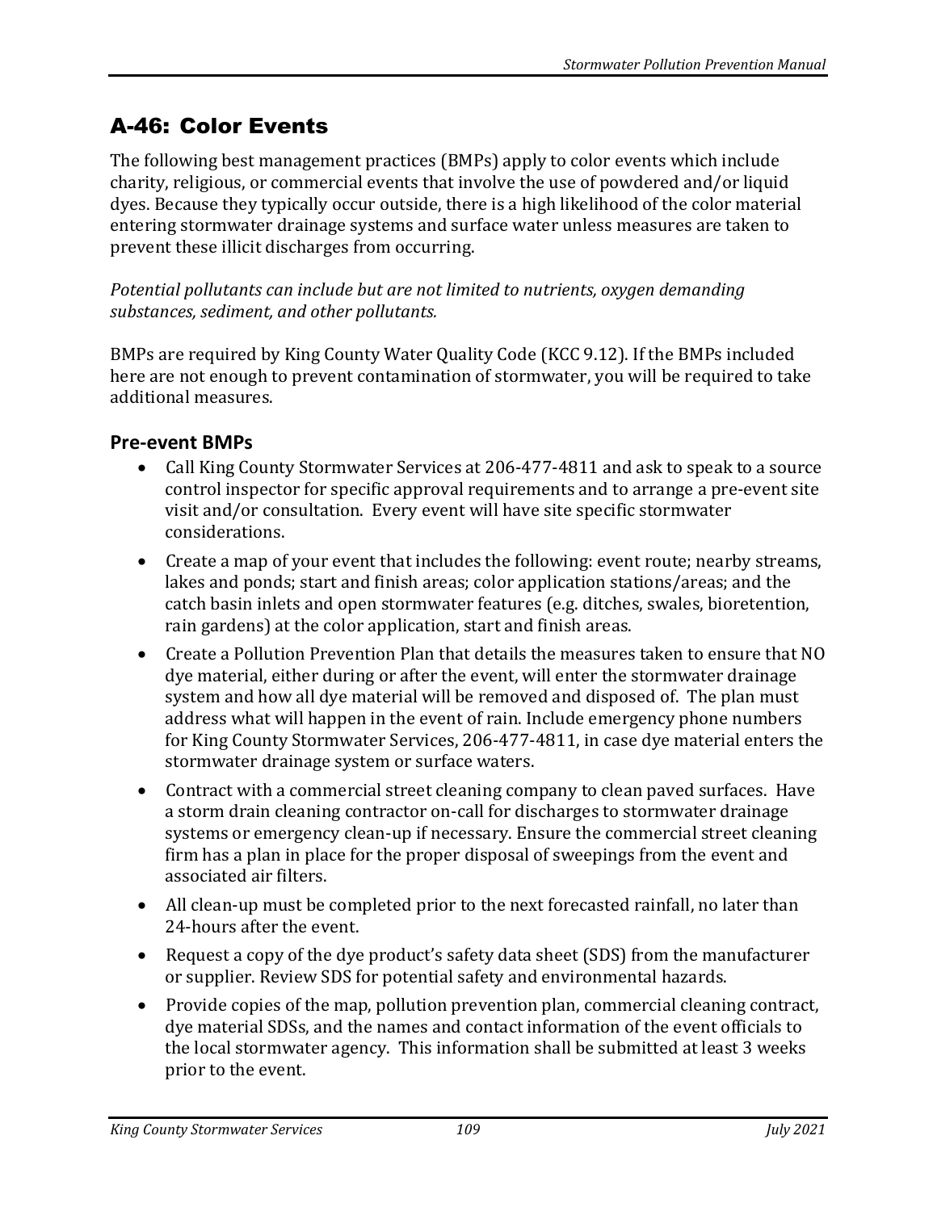# A-46: Color Events

The following best management practices (BMPs) apply to color events which include charity, religious, or commercial events that involve the use of powdered and/or liquid dyes. Because they typically occur outside, there is a high likelihood of the color material entering stormwater drainage systems and surface water unless measures are taken to prevent these illicit discharges from occurring.

*Potential pollutants can include but are not limited to nutrients, oxygen demanding substances, sediment, and other pollutants.*

BMPs are required by King County Water Quality Code (KCC 9.12). If the BMPs included here are not enough to prevent contamination of stormwater, you will be required to take additional measures.

## Pre-event BMPs

- Call King County Stormwater Services at 206-477-4811 and ask to speak to a source control inspector for specific approval requirements and to arrange a pre-event site visit and/or consultation. Every event will have site specific stormwater considerations.
- Create a map of your event that includes the following: event route; nearby streams, lakes and ponds; start and finish areas; color application stations/areas; and the catch basin inlets and open stormwater features (e.g. ditches, swales, bioretention, rain gardens) at the color application, start and finish areas.
- Create a Pollution Prevention Plan that details the measures taken to ensure that NO dye material, either during or after the event, will enter the stormwater drainage system and how all dye material will be removed and disposed of. The plan must address what will happen in the event of rain. Include emergency phone numbers for King County Stormwater Services, 206-477-4811, in case dye material enters the stormwater drainage system or surface waters.
- Contract with a commercial street cleaning company to clean paved surfaces. Have a storm drain cleaning contractor on-call for discharges to stormwater drainage systems or emergency clean-up if necessary. Ensure the commercial street cleaning firm has a plan in place for the proper disposal of sweepings from the event and associated air filters.
- All clean-up must be completed prior to the next forecasted rainfall, no later than 24-hours after the event.
- Request a copy of the dye product's safety data sheet (SDS) from the manufacturer or supplier. Review SDS for potential safety and environmental hazards.
- Provide copies of the map, pollution prevention plan, commercial cleaning contract, dye material SDSs, and the names and contact information of the event officials to the local stormwater agency. This information shall be submitted at least 3 weeks prior to the event.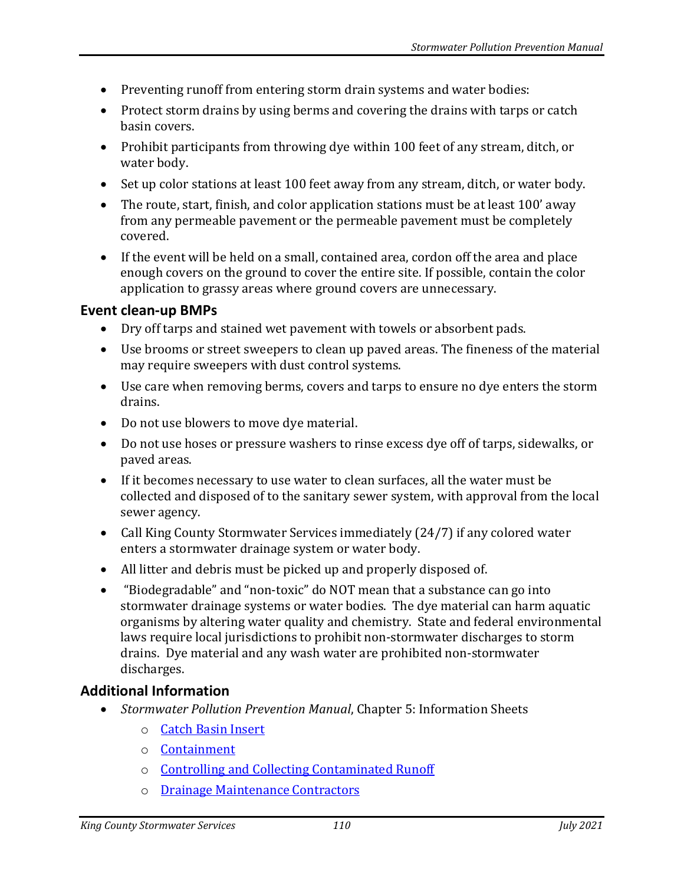- Preventing runoff from entering storm drain systems and water bodies:
- Protect storm drains by using berms and covering the drains with tarps or catch basin covers.
- Prohibit participants from throwing dye within 100 feet of any stream, ditch, or water body.
- Set up color stations at least 100 feet away from any stream, ditch, or water body.
- The route, start, finish, and color application stations must be at least 100' away from any permeable pavement or the permeable pavement must be completely covered.
- If the event will be held on a small, contained area, cordon off the area and place enough covers on the ground to cover the entire site. If possible, contain the color application to grassy areas where ground covers are unnecessary.

### Event clean-up BMPs

- Dry off tarps and stained wet pavement with towels or absorbent pads.
- Use brooms or street sweepers to clean up paved areas. The fineness of the material may require sweepers with dust control systems.
- Use care when removing berms, covers and tarps to ensure no dye enters the storm drains.
- Do not use blowers to move dye material.
- Do not use hoses or pressure washers to rinse excess dye off of tarps, sidewalks, or paved areas.
- If it becomes necessary to use water to clean surfaces, all the water must be collected and disposed of to the sanitary sewer system, with approval from the local sewer agency.
- Call King County Stormwater Services immediately (24/7) if any colored water enters a stormwater drainage system or water body.
- All litter and debris must be picked up and properly disposed of.
- "Biodegradable" and "non-toxic" do NOT mean that a substance can go into stormwater drainage systems or water bodies. The dye material can harm aquatic organisms by altering water quality and chemistry. State and federal environmental laws require local jurisdictions to prohibit non-stormwater discharges to storm drains. Dye material and any wash water are prohibited non-stormwater discharges.

### Additional Information

- *Stormwater Pollution Prevention Manual*, Chapter 5: Information Sheets
  - Catch Basin Insert
  - Containment
  - Controlling and Collecting Contaminated Runoff
  - Drainage Maintenance Contractors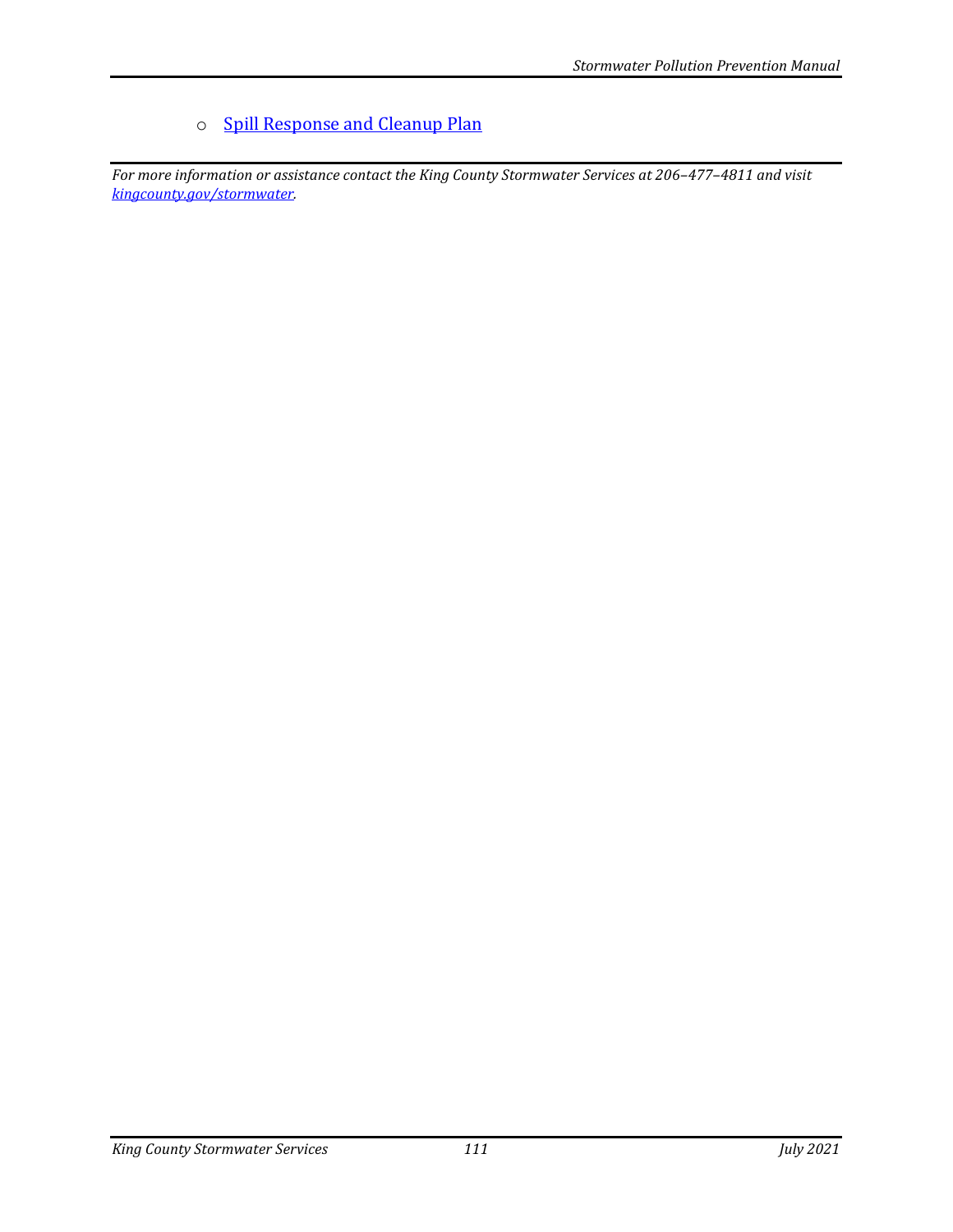- Spill Response and Cleanup Plan

---

*For more information or assistance contact the King County Stormwater Services at 206–477–4811 and visit kingcounty.gov/stormwater.*